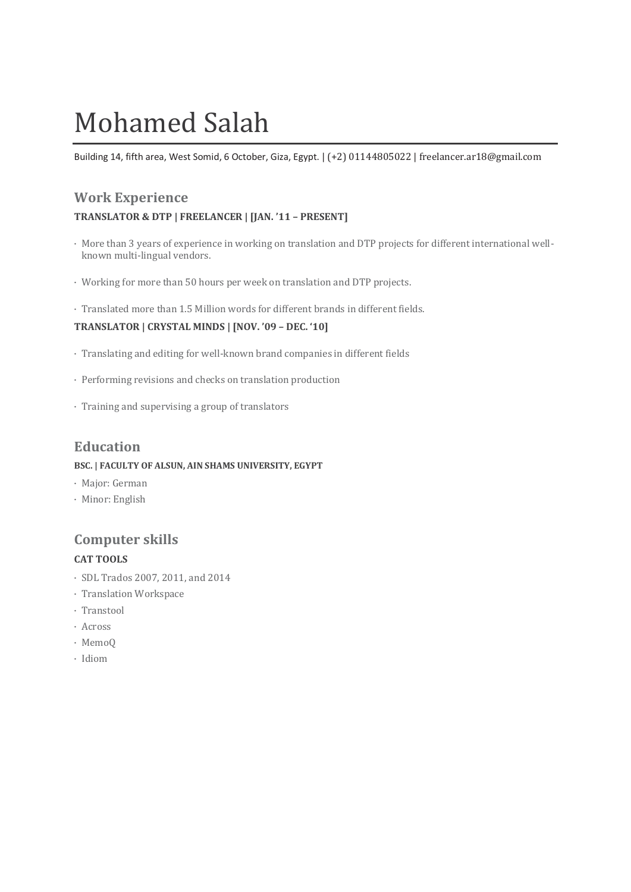# Mohamed Salah

Building 14, fifth area, West Somid, 6 October, Giza, Egypt. | (+2) 01144805022 | freelancer.ar18@gmail.com

## Work Experience

### TRANSLATOR & DTP | FREELANCER | [JAN. '11 – PRESENT]

- More than 3 years of experience in working on translation and DTP projects for different international well-known multi-lingual vendors.
- Working for more than 50 hours per week on translation and DTP projects.
- Translated more than 1.5 Million words for different brands in different fields.

### TRANSLATOR | CRYSTAL MINDS | [NOV. '09 – DEC. '10]

- Translating and editing for well-known brand companies in different fields
- Performing revisions and checks on translation production
- Training and supervising a group of translators

## Education

### BSC. | FACULTY OF ALSUN, AIN SHAMS UNIVERSITY, EGYPT

- Major: German
- Minor: English

## Computer skills

### CAT TOOLS

- SDL Trados 2007, 2011, and 2014
- Translation Workspace
- Transtool
- Across
- MemoQ
- Idiom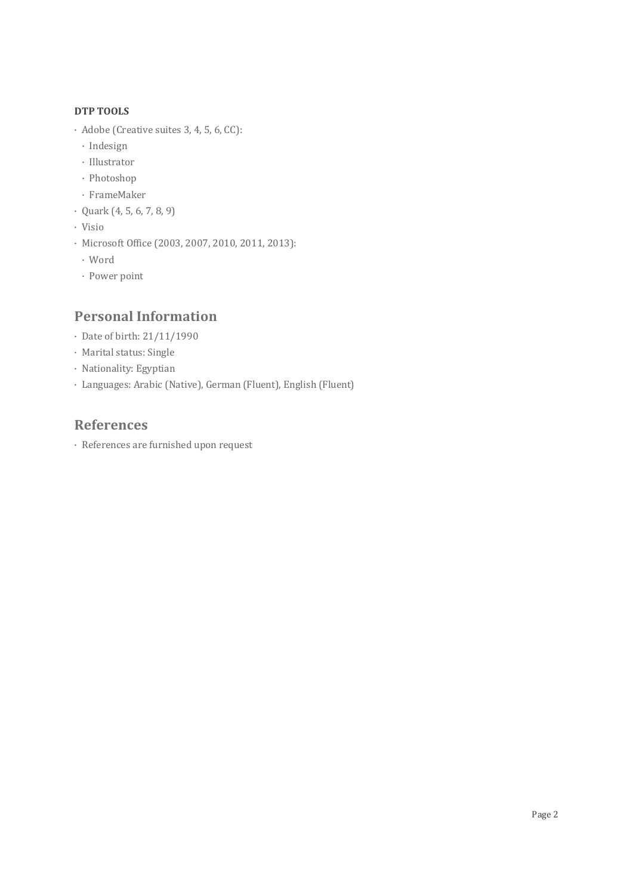**DTP TOOLS**

- Adobe (Creative suites 3, 4, 5, 6, CC):
  - Indesign
  - Illustrator
  - Photoshop
  - FrameMaker
- Quark (4, 5, 6, 7, 8, 9)
- Visio
- Microsoft Office (2003, 2007, 2010, 2011, 2013):
  - Word
  - Power point

## Personal Information

- Date of birth: 21/11/1990
- Marital status: Single
- Nationality: Egyptian
- Languages: Arabic (Native), German (Fluent), English (Fluent)

## References

- References are furnished upon request